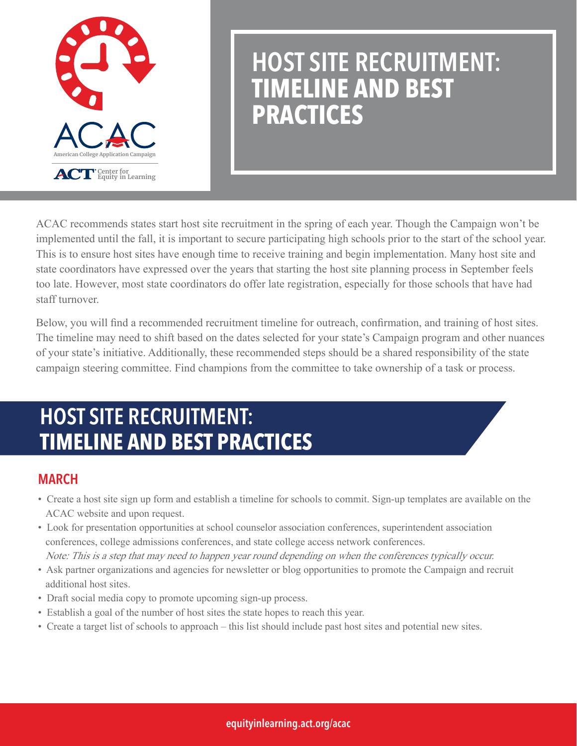ACAC

American College Application Campaign

ACT Center for Equity in Learning

# HOST SITE RECRUITMENT: TIMELINE AND BEST PRACTICES

ACAC recommends states start host site recruitment in the spring of each year. Though the Campaign won't be implemented until the fall, it is important to secure participating high schools prior to the start of the school year. This is to ensure host sites have enough time to receive training and begin implementation. Many host site and state coordinators have expressed over the years that starting the host site planning process in September feels too late. However, most state coordinators do offer late registration, especially for those schools that have had staff turnover.

Below, you will find a recommended recruitment timeline for outreach, confirmation, and training of host sites. The timeline may need to shift based on the dates selected for your state's Campaign program and other nuances of your state's initiative. Additionally, these recommended steps should be a shared responsibility of the state campaign steering committee. Find champions from the committee to take ownership of a task or process.

## HOST SITE RECRUITMENT: TIMELINE AND BEST PRACTICES

### MARCH

- Create a host site sign up form and establish a timeline for schools to commit. Sign-up templates are available on the ACAC website and upon request.
- Look for presentation opportunities at school counselor association conferences, superintendent association conferences, college admissions conferences, and state college access network conferences.
  *Note: This is a step that may need to happen year round depending on when the conferences typically occur.*
- Ask partner organizations and agencies for newsletter or blog opportunities to promote the Campaign and recruit additional host sites.
- Draft social media copy to promote upcoming sign-up process.
- Establish a goal of the number of host sites the state hopes to reach this year.
- Create a target list of schools to approach – this list should include past host sites and potential new sites.

equityinlearning.act.org/acac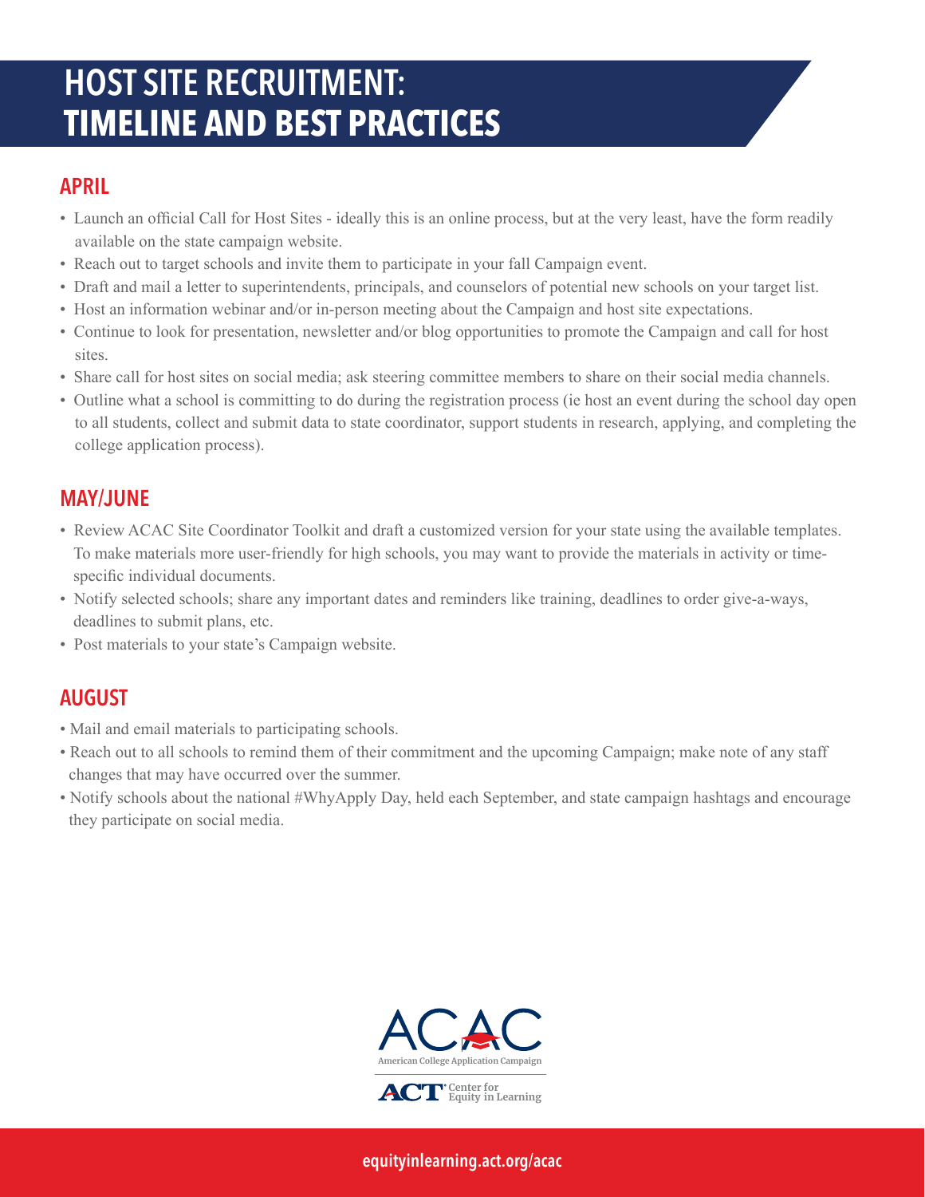# HOST SITE RECRUITMENT: TIMELINE AND BEST PRACTICES

## APRIL

- Launch an official Call for Host Sites - ideally this is an online process, but at the very least, have the form readily available on the state campaign website.
- Reach out to target schools and invite them to participate in your fall Campaign event.
- Draft and mail a letter to superintendents, principals, and counselors of potential new schools on your target list.
- Host an information webinar and/or in-person meeting about the Campaign and host site expectations.
- Continue to look for presentation, newsletter and/or blog opportunities to promote the Campaign and call for host sites.
- Share call for host sites on social media; ask steering committee members to share on their social media channels.
- Outline what a school is committing to do during the registration process (ie host an event during the school day open to all students, collect and submit data to state coordinator, support students in research, applying, and completing the college application process).

## MAY/JUNE

- Review ACAC Site Coordinator Toolkit and draft a customized version for your state using the available templates. To make materials more user-friendly for high schools, you may want to provide the materials in activity or time-specific individual documents.
- Notify selected schools; share any important dates and reminders like training, deadlines to order give-a-ways, deadlines to submit plans, etc.
- Post materials to your state's Campaign website.

## AUGUST

- Mail and email materials to participating schools.
- Reach out to all schools to remind them of their commitment and the upcoming Campaign; make note of any staff changes that may have occurred over the summer.
- Notify schools about the national #WhyApply Day, held each September, and state campaign hashtags and encourage they participate on social media.

ACAC
American College Application Campaign

ACT Center for Equity in Learning

equityinlearning.act.org/acac